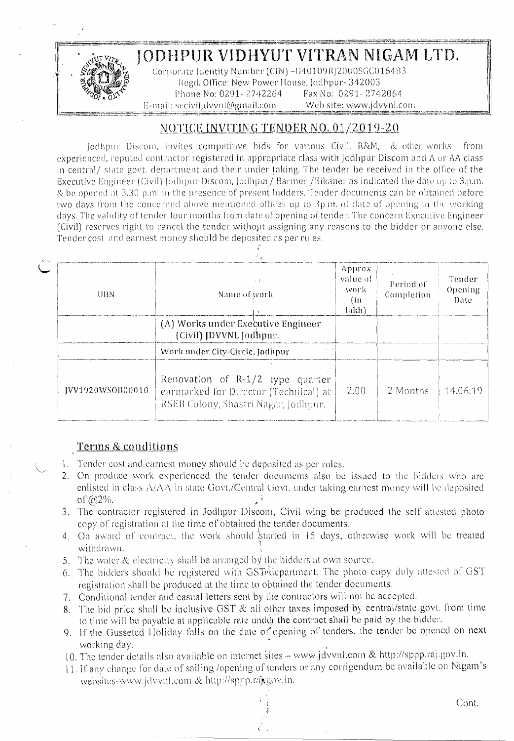# JODHPUR VIDHYUT VITRAN NIGAM LTD.

Corporate Identity Number (CIN) -U40109RJ2000SGC016483
Regd. Office: New Power House, Jodhpur- 342003
Phone No: 0291- 2742264 Fax No: 0291- 2742064
E-mail: seciviljdvvnl@gmail.com Web site: www.jdvvnl.com

## NOTICE INVITING TENDER NO. 01/2019-20

Jodhpur Discom, invites competitive bids for various Civil, R&M, & other works from experienced, reputed contractor registered in appropriate class with Jodhpur Discom and A or AA class in central/ state govt. department and their under taking. The tender be received in the office of the Executive Engineer (Civil) Jodhpur Discom, Jodhpur/ Barmer /Bikaner as indicated the date up to 3.p.m. & be opened at 3.30 p.m. in the presence of present bidders. Tender documents can be obtained before two days from the concerned above mentioned offices up to 3p.m. of date of opening in the working days. The validity of tender four months from date of opening of tender. The concern Executive Engineer (Civil) reserves right to cancel the tender without assigning any reasons to the bidder or anyone else. Tender cost and earnest money should be deposited as per rules.

| UBN | Name of work | Approx value of work (in lakh) | Period of Completion | Tender Opening Date |
|---|---|---|---|---|
| | (A) Works under Executive Engineer (Civil) JDVVNL Jodhpur. | | | |
| | Work under City-Circle, Jodhpur | | | |
| JVV1920WSOB00010 | Renovation of R-1/2 type quarter earmarked for Director (Technical) at RSEB Colony, Shastri Nagar, Jodhpur. | 2.00 | 2 Months | 14.06.19 |

## Terms & conditions

1. Tender cost and earnest money should be deposited as per rules.
2. On produce work experienced the tender documents also be issued to the bidders who are enlisted in class A/AA in state Govt./Central Govt. under taking earnest money will be deposited of @2%.
3. The contractor registered in Jodhpur Discom, Civil wing be produced the self attested photo copy of registration at the time of obtained the tender documents.
4. On award of contract, the work should started in 15 days, otherwise work will be treated withdrawn.
5. The water & electricity shall be arranged by the bidders at own source.
6. The bidders should be registered with GST department. The photo copy duly attested of GST registration shall be produced at the time to obtained the tender documents.
7. Conditional tender and casual letters sent by the contractors will not be accepted.
8. The bid price shall be inclusive GST & all other taxes imposed by central/state govt. from time to time will be payable at applicable rate under the contract shall be paid by the bidder.
9. If the Gusseted Holiday falls on the date of opening of tenders, the tender be opened on next working day.
10. The tender details also available on internet sites – www.jdvvnl.com & http://sppp.raj.gov.in.
11. If any change for date of sailing /opening of tenders or any corrigendum be available on Nigam's websites-www.jdvvnl.com & http://sppp.raj.gov.in.

Cont.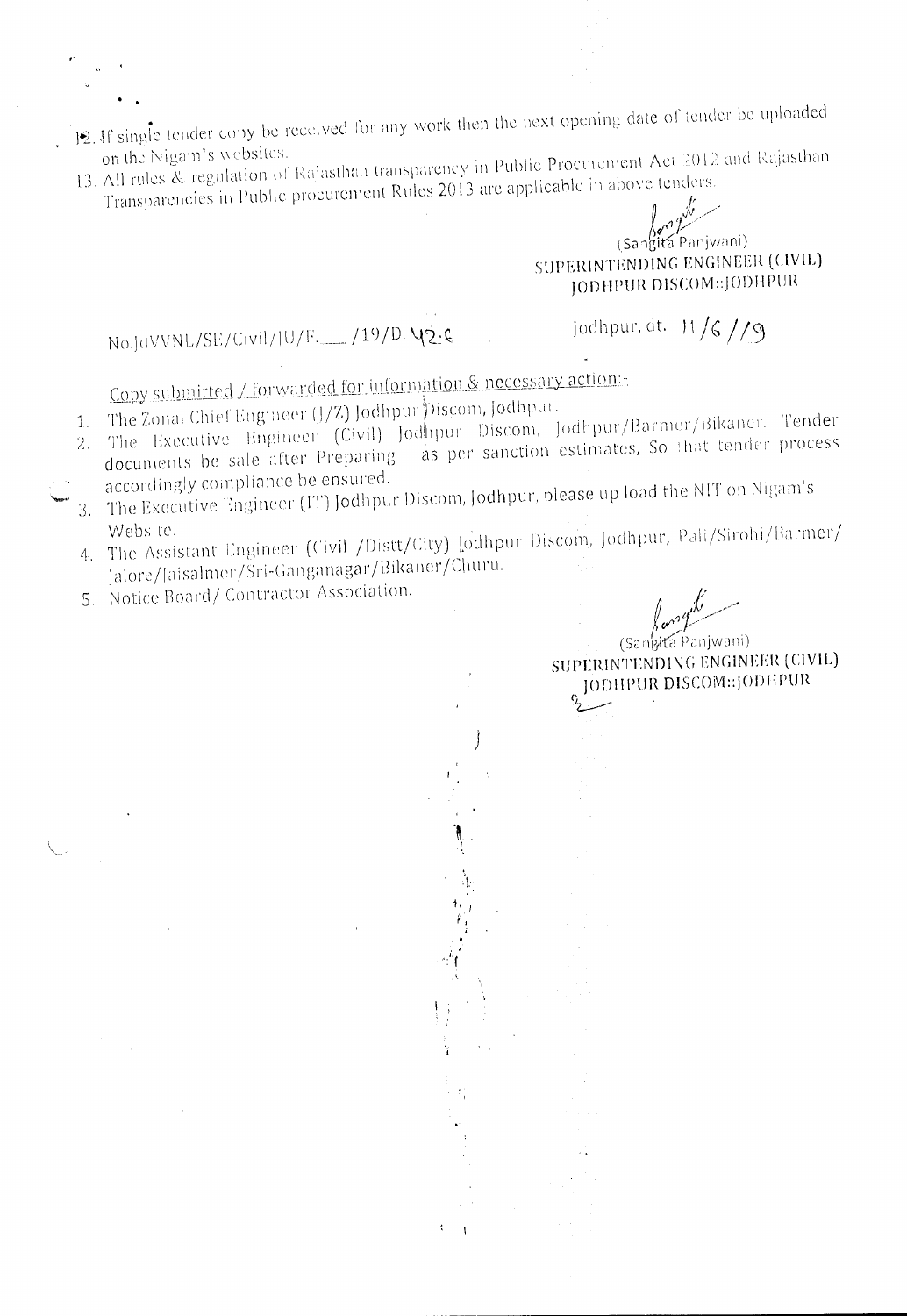12. If single tender copy be received for any work then the next opening date of tender be uploaded on the Nigam's websites.
13. All rules & regulation of Rajasthan transparency in Public Procurement Act 2012 and Rajasthan Transparencies in Public procurement Rules 2013 are applicable in above tenders.

(Sangita Panjwani)
SUPERINTENDING ENGINEER (CIVIL)
JODHPUR DISCOM::JODHPUR

No.JdVVNL/SE/Civil/JU/F.\_\_\_/19/D. 426

Jodhpur, dt. 11/6//9

Copy submitted / forwarded for information & necessary action:-

1. The Zonal Chief Engineer (J/Z) Jodhpur Discom, Jodhpur.
2. The Executive Engineer (Civil) Jodhpur Discom, Jodhpur/Barmer/Bikaner. Tender documents be sale after Preparing as per sanction estimates, So that tender process accordingly compliance be ensured.
3. The Executive Engineer (IT) Jodhpur Discom, Jodhpur, please up load the NIT on Nigam's Website.
4. The Assistant Engineer (Civil /Distt/City) Jodhpur Discom, Jodhpur, Pali/Sirohi/Barmer/ Jalore/Jaisalmer/Sri-Ganganagar/Bikaner/Churu.
5. Notice Board/ Contractor Association.

(Sangita Panjwani)
SUPERINTENDING ENGINEER (CIVIL)
JODHPUR DISCOM::JODHPUR